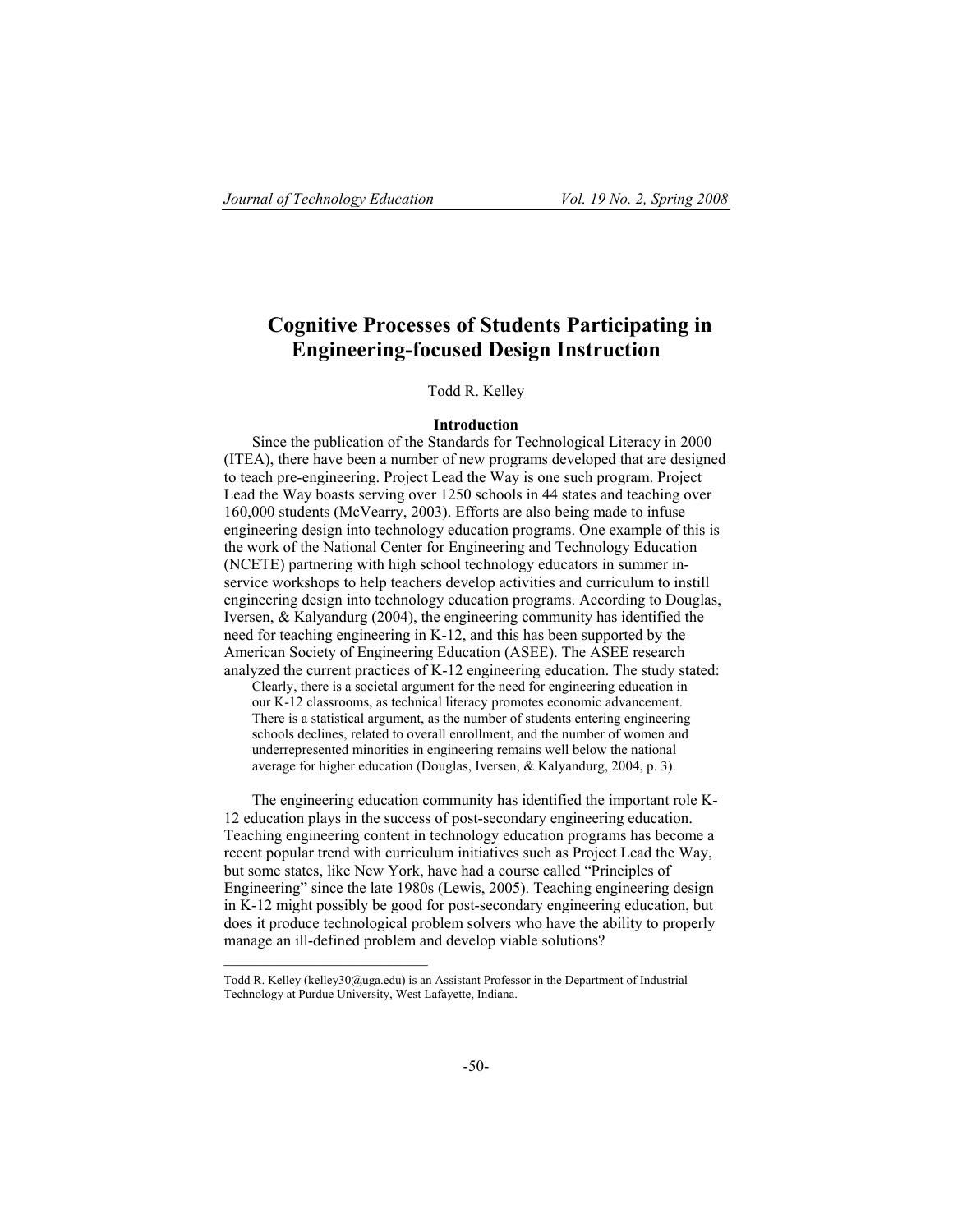# Cognitive Processes of Students Participating in Engineering-focused Design Instruction

Todd R. Kelley

## Introduction

Since the publication of the Standards for Technological Literacy in 2000 (ITEA), there have been a number of new programs developed that are designed to teach pre-engineering. Project Lead the Way is one such program. Project Lead the Way boasts serving over 1250 schools in 44 states and teaching over 160,000 students (McVearry, 2003). Efforts are also being made to infuse engineering design into technology education programs. One example of this is the work of the National Center for Engineering and Technology Education (NCETE) partnering with high school technology educators in summer in-service workshops to help teachers develop activities and curriculum to instill engineering design into technology education programs. According to Douglas, Iversen, & Kalyandurg (2004), the engineering community has identified the need for teaching engineering in K-12, and this has been supported by the American Society of Engineering Education (ASEE). The ASEE research analyzed the current practices of K-12 engineering education. The study stated:

> Clearly, there is a societal argument for the need for engineering education in our K-12 classrooms, as technical literacy promotes economic advancement. There is a statistical argument, as the number of students entering engineering schools declines, related to overall enrollment, and the number of women and underrepresented minorities in engineering remains well below the national average for higher education (Douglas, Iversen, & Kalyandurg, 2004, p. 3).

The engineering education community has identified the important role K-12 education plays in the success of post-secondary engineering education. Teaching engineering content in technology education programs has become a recent popular trend with curriculum initiatives such as Project Lead the Way, but some states, like New York, have had a course called "Principles of Engineering" since the late 1980s (Lewis, 2005). Teaching engineering design in K-12 might possibly be good for post-secondary engineering education, but does it produce technological problem solvers who have the ability to properly manage an ill-defined problem and develop viable solutions?

---

Todd R. Kelley (kelley30@uga.edu) is an Assistant Professor in the Department of Industrial Technology at Purdue University, West Lafayette, Indiana.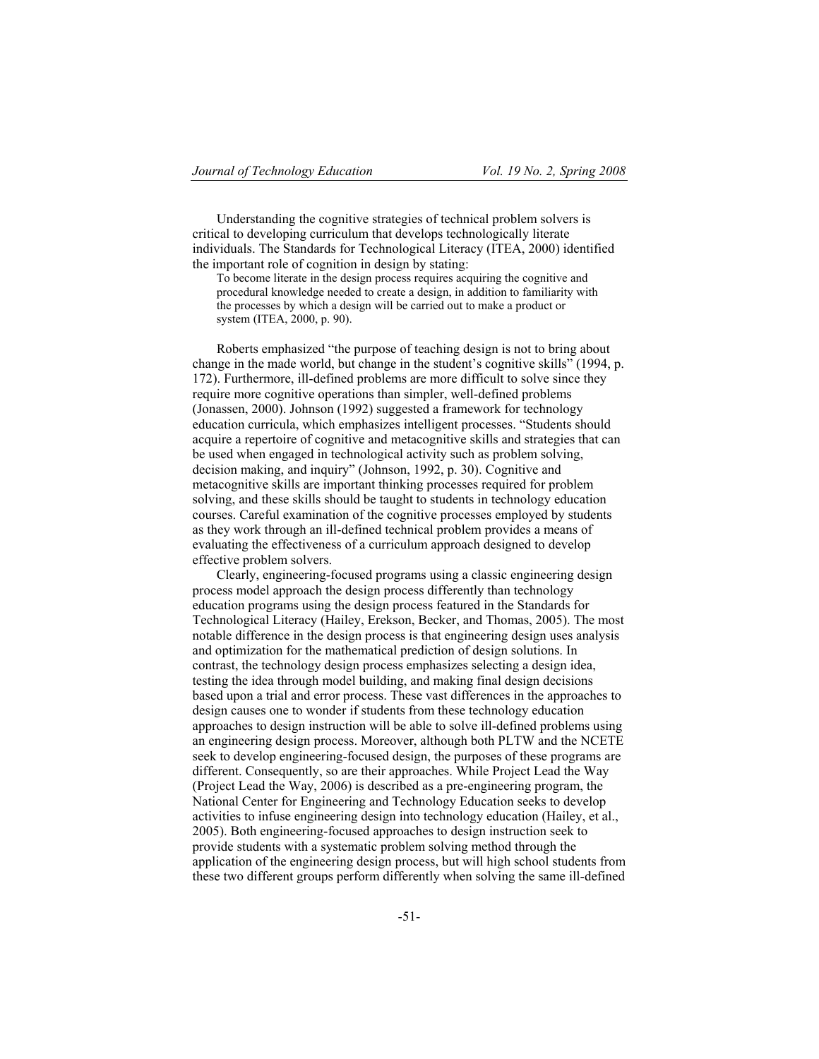Understanding the cognitive strategies of technical problem solvers is critical to developing curriculum that develops technologically literate individuals. The Standards for Technological Literacy (ITEA, 2000) identified the important role of cognition in design by stating:

> To become literate in the design process requires acquiring the cognitive and procedural knowledge needed to create a design, in addition to familiarity with the processes by which a design will be carried out to make a product or system (ITEA, 2000, p. 90).

Roberts emphasized "the purpose of teaching design is not to bring about change in the made world, but change in the student's cognitive skills" (1994, p. 172). Furthermore, ill-defined problems are more difficult to solve since they require more cognitive operations than simpler, well-defined problems (Jonassen, 2000). Johnson (1992) suggested a framework for technology education curricula, which emphasizes intelligent processes. "Students should acquire a repertoire of cognitive and metacognitive skills and strategies that can be used when engaged in technological activity such as problem solving, decision making, and inquiry" (Johnson, 1992, p. 30). Cognitive and metacognitive skills are important thinking processes required for problem solving, and these skills should be taught to students in technology education courses. Careful examination of the cognitive processes employed by students as they work through an ill-defined technical problem provides a means of evaluating the effectiveness of a curriculum approach designed to develop effective problem solvers.

Clearly, engineering-focused programs using a classic engineering design process model approach the design process differently than technology education programs using the design process featured in the Standards for Technological Literacy (Hailey, Erekson, Becker, and Thomas, 2005). The most notable difference in the design process is that engineering design uses analysis and optimization for the mathematical prediction of design solutions. In contrast, the technology design process emphasizes selecting a design idea, testing the idea through model building, and making final design decisions based upon a trial and error process. These vast differences in the approaches to design causes one to wonder if students from these technology education approaches to design instruction will be able to solve ill-defined problems using an engineering design process. Moreover, although both PLTW and the NCETE seek to develop engineering-focused design, the purposes of these programs are different. Consequently, so are their approaches. While Project Lead the Way (Project Lead the Way, 2006) is described as a pre-engineering program, the National Center for Engineering and Technology Education seeks to develop activities to infuse engineering design into technology education (Hailey, et al., 2005). Both engineering-focused approaches to design instruction seek to provide students with a systematic problem solving method through the application of the engineering design process, but will high school students from these two different groups perform differently when solving the same ill-defined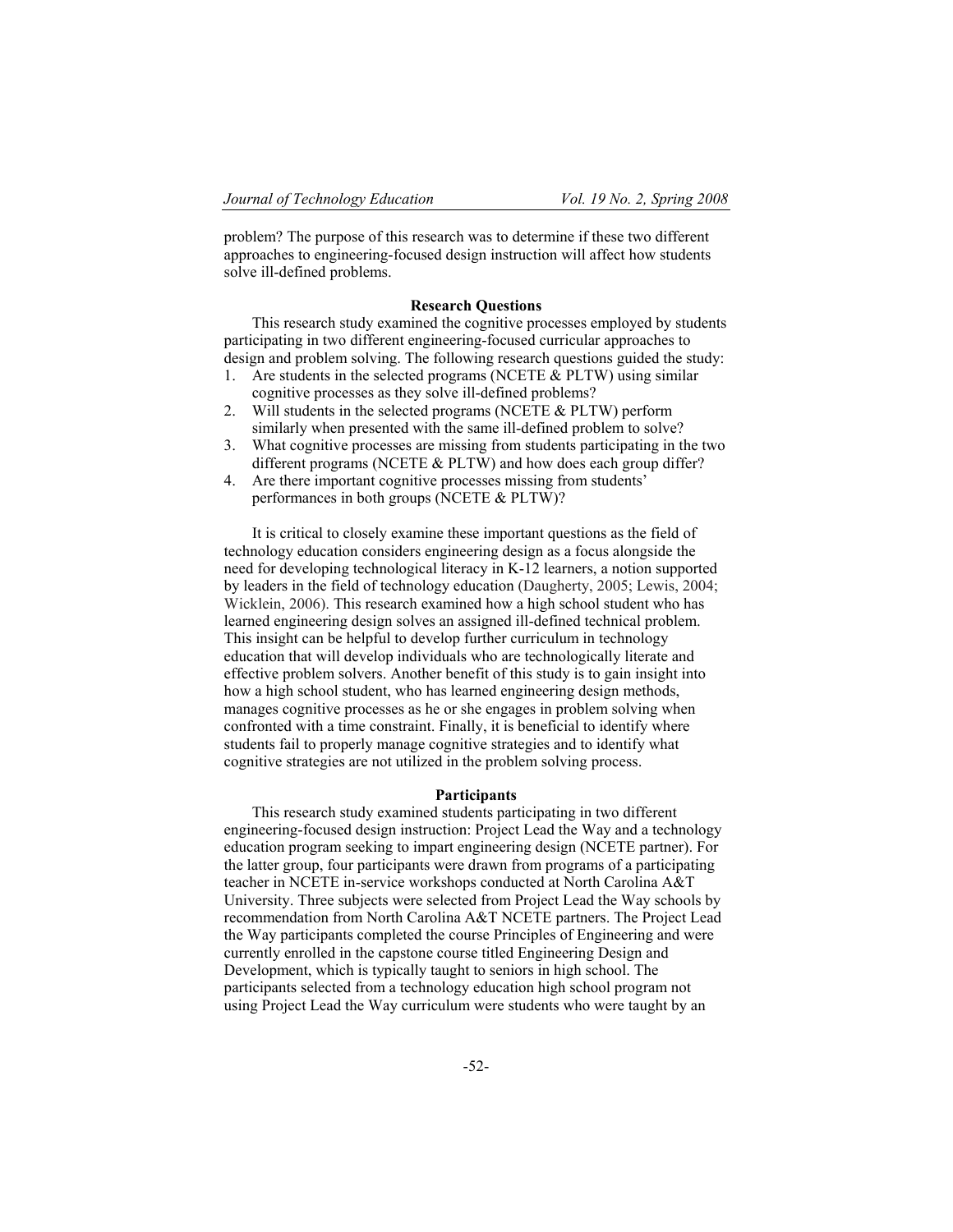problem? The purpose of this research was to determine if these two different approaches to engineering-focused design instruction will affect how students solve ill-defined problems.

## Research Questions

This research study examined the cognitive processes employed by students participating in two different engineering-focused curricular approaches to design and problem solving. The following research questions guided the study:

1. Are students in the selected programs (NCETE & PLTW) using similar cognitive processes as they solve ill-defined problems?
2. Will students in the selected programs (NCETE & PLTW) perform similarly when presented with the same ill-defined problem to solve?
3. What cognitive processes are missing from students participating in the two different programs (NCETE & PLTW) and how does each group differ?
4. Are there important cognitive processes missing from students' performances in both groups (NCETE & PLTW)?

It is critical to closely examine these important questions as the field of technology education considers engineering design as a focus alongside the need for developing technological literacy in K-12 learners, a notion supported by leaders in the field of technology education (Daugherty, 2005; Lewis, 2004; Wicklein, 2006). This research examined how a high school student who has learned engineering design solves an assigned ill-defined technical problem. This insight can be helpful to develop further curriculum in technology education that will develop individuals who are technologically literate and effective problem solvers. Another benefit of this study is to gain insight into how a high school student, who has learned engineering design methods, manages cognitive processes as he or she engages in problem solving when confronted with a time constraint. Finally, it is beneficial to identify where students fail to properly manage cognitive strategies and to identify what cognitive strategies are not utilized in the problem solving process.

## Participants

This research study examined students participating in two different engineering-focused design instruction: Project Lead the Way and a technology education program seeking to impart engineering design (NCETE partner). For the latter group, four participants were drawn from programs of a participating teacher in NCETE in-service workshops conducted at North Carolina A&T University. Three subjects were selected from Project Lead the Way schools by recommendation from North Carolina A&T NCETE partners. The Project Lead the Way participants completed the course Principles of Engineering and were currently enrolled in the capstone course titled Engineering Design and Development, which is typically taught to seniors in high school. The participants selected from a technology education high school program not using Project Lead the Way curriculum were students who were taught by an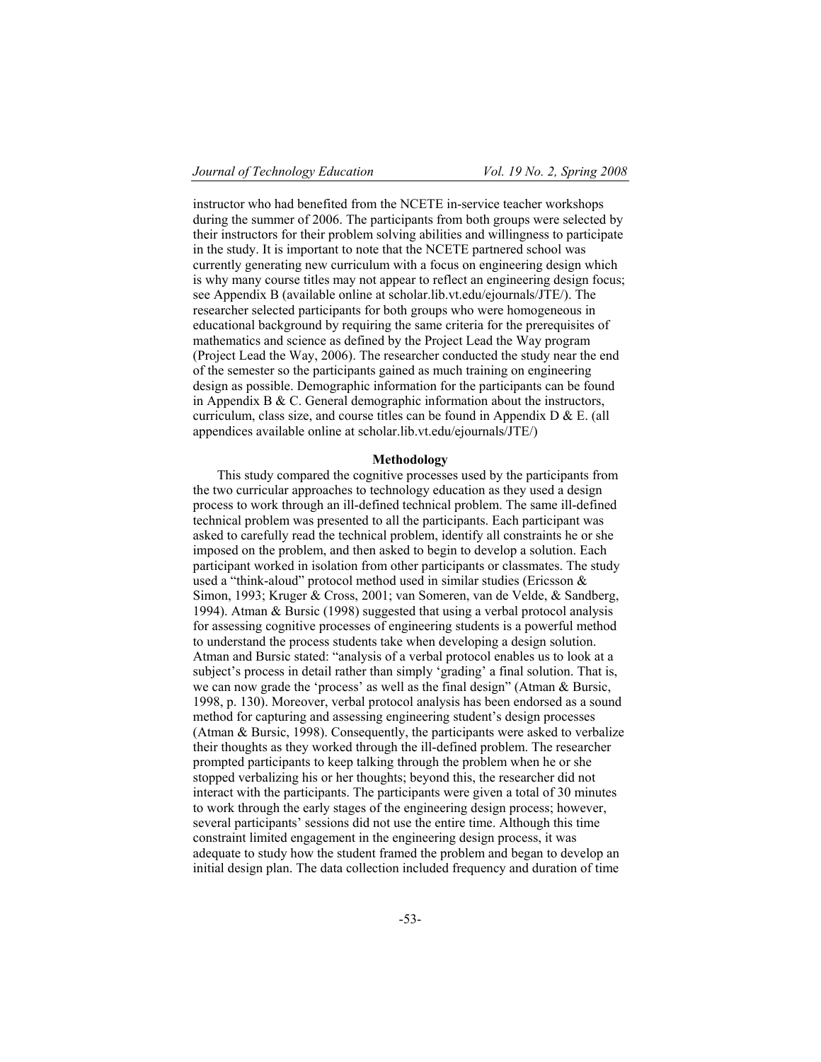instructor who had benefited from the NCETE in-service teacher workshops during the summer of 2006. The participants from both groups were selected by their instructors for their problem solving abilities and willingness to participate in the study. It is important to note that the NCETE partnered school was currently generating new curriculum with a focus on engineering design which is why many course titles may not appear to reflect an engineering design focus; see Appendix B (available online at scholar.lib.vt.edu/ejournals/JTE/). The researcher selected participants for both groups who were homogeneous in educational background by requiring the same criteria for the prerequisites of mathematics and science as defined by the Project Lead the Way program (Project Lead the Way, 2006). The researcher conducted the study near the end of the semester so the participants gained as much training on engineering design as possible. Demographic information for the participants can be found in Appendix B & C. General demographic information about the instructors, curriculum, class size, and course titles can be found in Appendix D & E. (all appendices available online at scholar.lib.vt.edu/ejournals/JTE/)

## Methodology

This study compared the cognitive processes used by the participants from the two curricular approaches to technology education as they used a design process to work through an ill-defined technical problem. The same ill-defined technical problem was presented to all the participants. Each participant was asked to carefully read the technical problem, identify all constraints he or she imposed on the problem, and then asked to begin to develop a solution. Each participant worked in isolation from other participants or classmates. The study used a "think-aloud" protocol method used in similar studies (Ericsson & Simon, 1993; Kruger & Cross, 2001; van Someren, van de Velde, & Sandberg, 1994). Atman & Bursic (1998) suggested that using a verbal protocol analysis for assessing cognitive processes of engineering students is a powerful method to understand the process students take when developing a design solution. Atman and Bursic stated: "analysis of a verbal protocol enables us to look at a subject's process in detail rather than simply 'grading' a final solution. That is, we can now grade the 'process' as well as the final design" (Atman & Bursic, 1998, p. 130). Moreover, verbal protocol analysis has been endorsed as a sound method for capturing and assessing engineering student's design processes (Atman & Bursic, 1998). Consequently, the participants were asked to verbalize their thoughts as they worked through the ill-defined problem. The researcher prompted participants to keep talking through the problem when he or she stopped verbalizing his or her thoughts; beyond this, the researcher did not interact with the participants. The participants were given a total of 30 minutes to work through the early stages of the engineering design process; however, several participants' sessions did not use the entire time. Although this time constraint limited engagement in the engineering design process, it was adequate to study how the student framed the problem and began to develop an initial design plan. The data collection included frequency and duration of time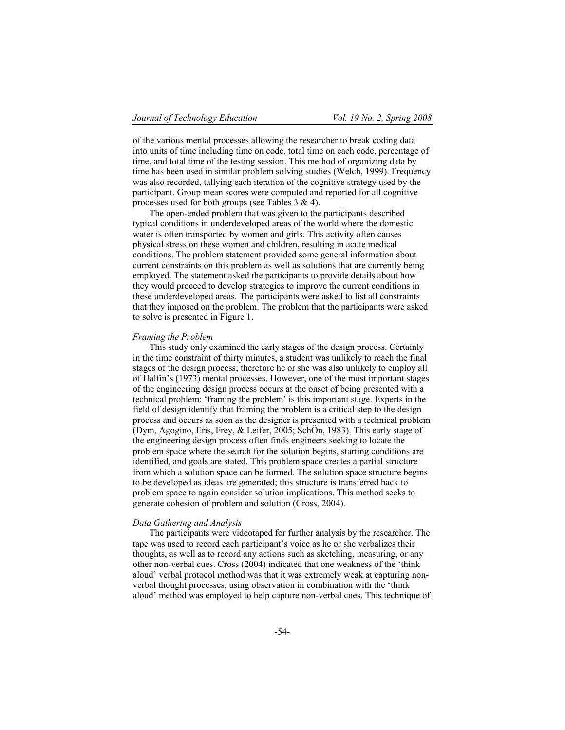of the various mental processes allowing the researcher to break coding data into units of time including time on code, total time on each code, percentage of time, and total time of the testing session. This method of organizing data by time has been used in similar problem solving studies (Welch, 1999). Frequency was also recorded, tallying each iteration of the cognitive strategy used by the participant. Group mean scores were computed and reported for all cognitive processes used for both groups (see Tables 3 & 4).

The open-ended problem that was given to the participants described typical conditions in underdeveloped areas of the world where the domestic water is often transported by women and girls. This activity often causes physical stress on these women and children, resulting in acute medical conditions. The problem statement provided some general information about current constraints on this problem as well as solutions that are currently being employed. The statement asked the participants to provide details about how they would proceed to develop strategies to improve the current conditions in these underdeveloped areas. The participants were asked to list all constraints that they imposed on the problem. The problem that the participants were asked to solve is presented in Figure 1.

*Framing the Problem*

This study only examined the early stages of the design process. Certainly in the time constraint of thirty minutes, a student was unlikely to reach the final stages of the design process; therefore he or she was also unlikely to employ all of Halfin's (1973) mental processes. However, one of the most important stages of the engineering design process occurs at the onset of being presented with a technical problem: 'framing the problem' is this important stage. Experts in the field of design identify that framing the problem is a critical step to the design process and occurs as soon as the designer is presented with a technical problem (Dym, Agogino, Eris, Frey, & Leifer, 2005; SchÖn, 1983). This early stage of the engineering design process often finds engineers seeking to locate the problem space where the search for the solution begins, starting conditions are identified, and goals are stated. This problem space creates a partial structure from which a solution space can be formed. The solution space structure begins to be developed as ideas are generated; this structure is transferred back to problem space to again consider solution implications. This method seeks to generate cohesion of problem and solution (Cross, 2004).

*Data Gathering and Analysis*

The participants were videotaped for further analysis by the researcher. The tape was used to record each participant's voice as he or she verbalizes their thoughts, as well as to record any actions such as sketching, measuring, or any other non-verbal cues. Cross (2004) indicated that one weakness of the 'think aloud' verbal protocol method was that it was extremely weak at capturing non-verbal thought processes, using observation in combination with the 'think aloud' method was employed to help capture non-verbal cues. This technique of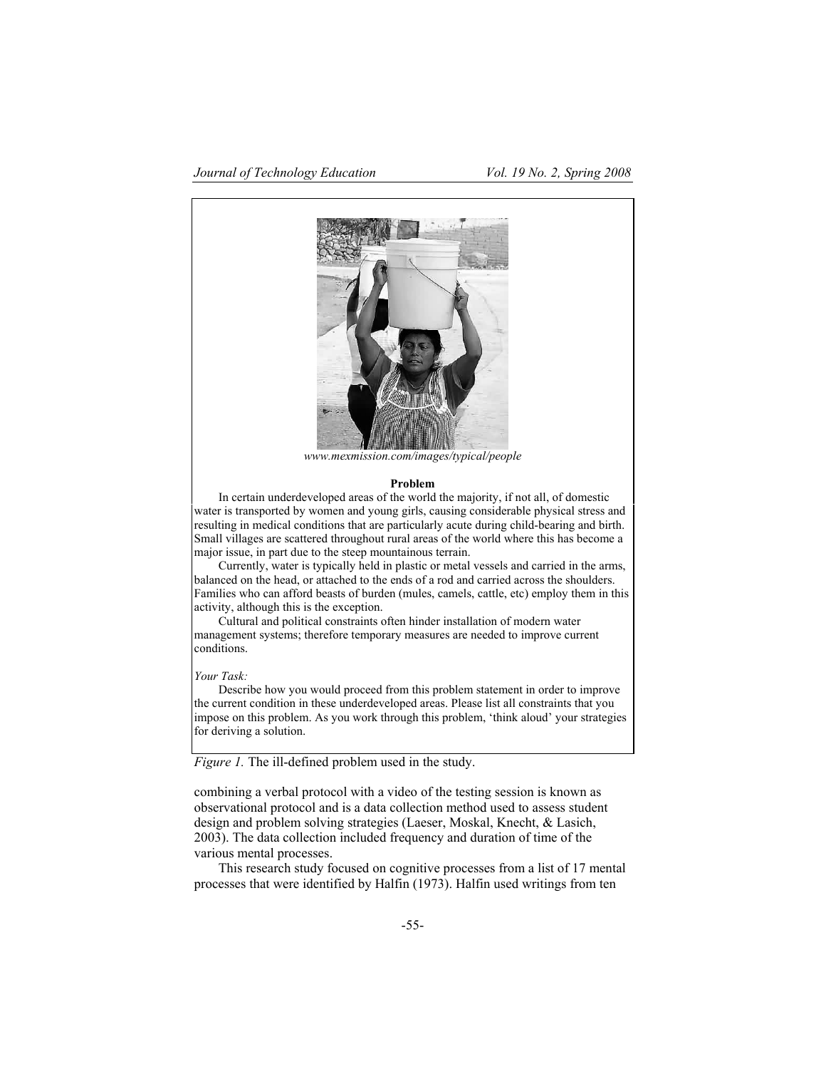www.mexmission.com/images/typical/people

**Problem**

In certain underdeveloped areas of the world the majority, if not all, of domestic water is transported by women and young girls, causing considerable physical stress and resulting in medical conditions that are particularly acute during child-bearing and birth. Small villages are scattered throughout rural areas of the world where this has become a major issue, in part due to the steep mountainous terrain.

Currently, water is typically held in plastic or metal vessels and carried in the arms, balanced on the head, or attached to the ends of a rod and carried across the shoulders. Families who can afford beasts of burden (mules, camels, cattle, etc) employ them in this activity, although this is the exception.

Cultural and political constraints often hinder installation of modern water management systems; therefore temporary measures are needed to improve current conditions.

*Your Task:*

Describe how you would proceed from this problem statement in order to improve the current condition in these underdeveloped areas. Please list all constraints that you impose on this problem. As you work through this problem, 'think aloud' your strategies for deriving a solution.

*Figure 1.* The ill-defined problem used in the study.

combining a verbal protocol with a video of the testing session is known as observational protocol and is a data collection method used to assess student design and problem solving strategies (Laeser, Moskal, Knecht, & Lasich, 2003). The data collection included frequency and duration of time of the various mental processes.

This research study focused on cognitive processes from a list of 17 mental processes that were identified by Halfin (1973). Halfin used writings from ten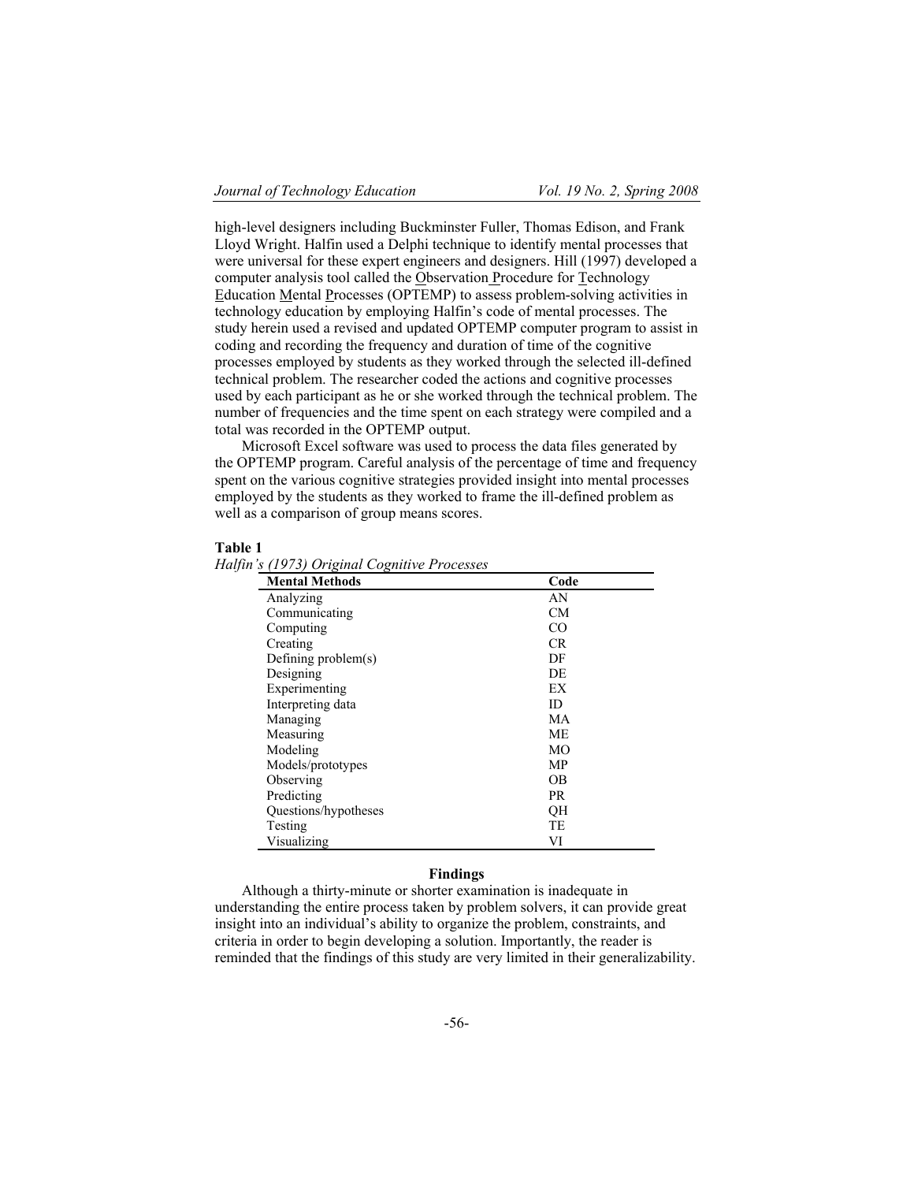high-level designers including Buckminster Fuller, Thomas Edison, and Frank Lloyd Wright. Halfin used a Delphi technique to identify mental processes that were universal for these expert engineers and designers. Hill (1997) developed a computer analysis tool called the Observation Procedure for Technology Education Mental Processes (OPTEMP) to assess problem-solving activities in technology education by employing Halfin's code of mental processes. The study herein used a revised and updated OPTEMP computer program to assist in coding and recording the frequency and duration of time of the cognitive processes employed by students as they worked through the selected ill-defined technical problem. The researcher coded the actions and cognitive processes used by each participant as he or she worked through the technical problem. The number of frequencies and the time spent on each strategy were compiled and a total was recorded in the OPTEMP output.

Microsoft Excel software was used to process the data files generated by the OPTEMP program. Careful analysis of the percentage of time and frequency spent on the various cognitive strategies provided insight into mental processes employed by the students as they worked to frame the ill-defined problem as well as a comparison of group means scores.

**Table 1**

*Halfin's (1973) Original Cognitive Processes*

| Mental Methods | Code |
|---|---|
| Analyzing | AN |
| Communicating | CM |
| Computing | CO |
| Creating | CR |
| Defining problem(s) | DF |
| Designing | DE |
| Experimenting | EX |
| Interpreting data | ID |
| Managing | MA |
| Measuring | ME |
| Modeling | MO |
| Models/prototypes | MP |
| Observing | OB |
| Predicting | PR |
| Questions/hypotheses | QH |
| Testing | TE |
| Visualizing | VI |

## Findings

Although a thirty-minute or shorter examination is inadequate in understanding the entire process taken by problem solvers, it can provide great insight into an individual's ability to organize the problem, constraints, and criteria in order to begin developing a solution. Importantly, the reader is reminded that the findings of this study are very limited in their generalizability.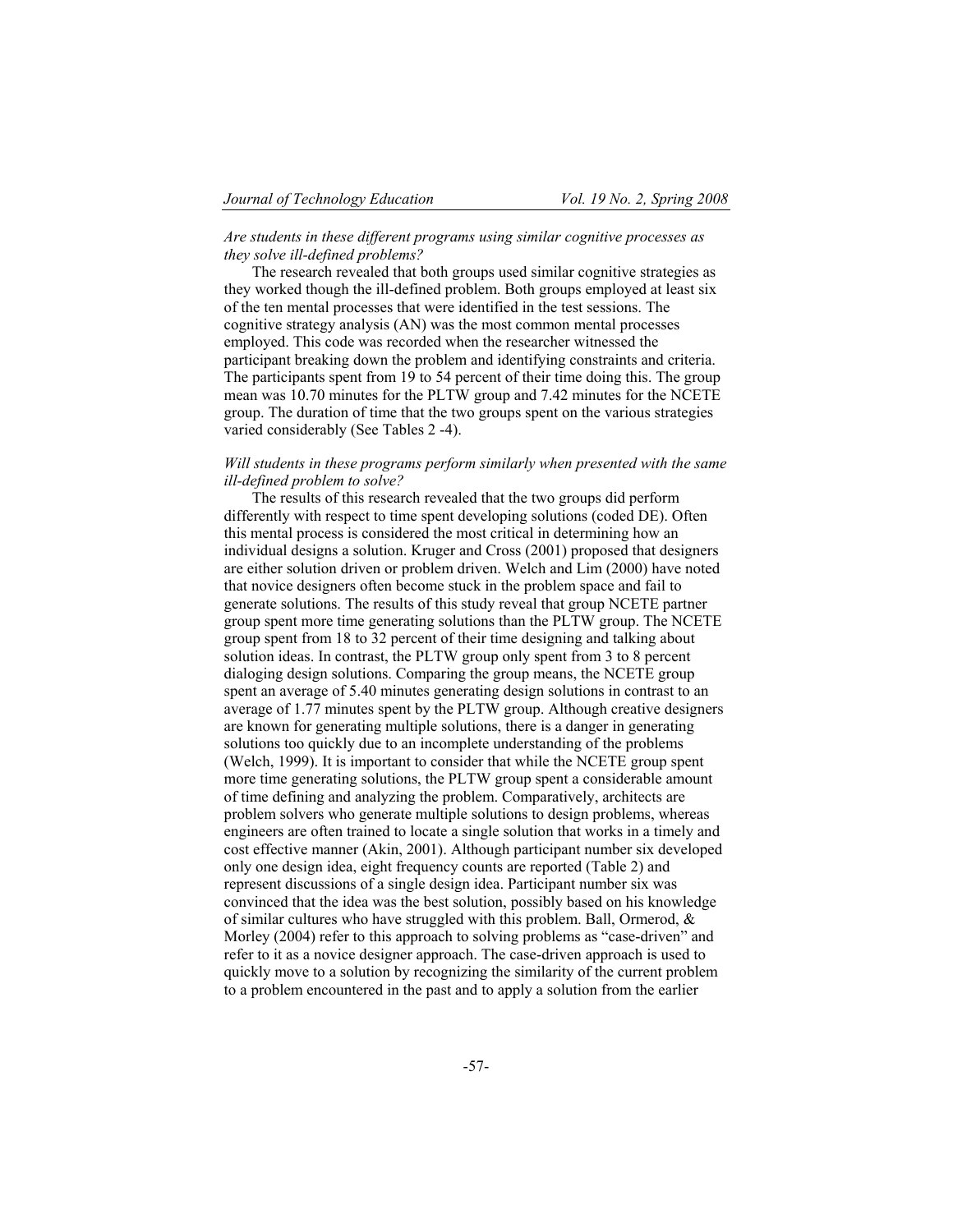*Are students in these different programs using similar cognitive processes as they solve ill-defined problems?*

The research revealed that both groups used similar cognitive strategies as they worked though the ill-defined problem. Both groups employed at least six of the ten mental processes that were identified in the test sessions. The cognitive strategy analysis (AN) was the most common mental processes employed. This code was recorded when the researcher witnessed the participant breaking down the problem and identifying constraints and criteria. The participants spent from 19 to 54 percent of their time doing this. The group mean was 10.70 minutes for the PLTW group and 7.42 minutes for the NCETE group. The duration of time that the two groups spent on the various strategies varied considerably (See Tables 2 -4).

*Will students in these programs perform similarly when presented with the same ill-defined problem to solve?*

The results of this research revealed that the two groups did perform differently with respect to time spent developing solutions (coded DE). Often this mental process is considered the most critical in determining how an individual designs a solution. Kruger and Cross (2001) proposed that designers are either solution driven or problem driven. Welch and Lim (2000) have noted that novice designers often become stuck in the problem space and fail to generate solutions. The results of this study reveal that group NCETE partner group spent more time generating solutions than the PLTW group. The NCETE group spent from 18 to 32 percent of their time designing and talking about solution ideas. In contrast, the PLTW group only spent from 3 to 8 percent dialoging design solutions. Comparing the group means, the NCETE group spent an average of 5.40 minutes generating design solutions in contrast to an average of 1.77 minutes spent by the PLTW group. Although creative designers are known for generating multiple solutions, there is a danger in generating solutions too quickly due to an incomplete understanding of the problems (Welch, 1999). It is important to consider that while the NCETE group spent more time generating solutions, the PLTW group spent a considerable amount of time defining and analyzing the problem. Comparatively, architects are problem solvers who generate multiple solutions to design problems, whereas engineers are often trained to locate a single solution that works in a timely and cost effective manner (Akin, 2001). Although participant number six developed only one design idea, eight frequency counts are reported (Table 2) and represent discussions of a single design idea. Participant number six was convinced that the idea was the best solution, possibly based on his knowledge of similar cultures who have struggled with this problem. Ball, Ormerod, & Morley (2004) refer to this approach to solving problems as "case-driven" and refer to it as a novice designer approach. The case-driven approach is used to quickly move to a solution by recognizing the similarity of the current problem to a problem encountered in the past and to apply a solution from the earlier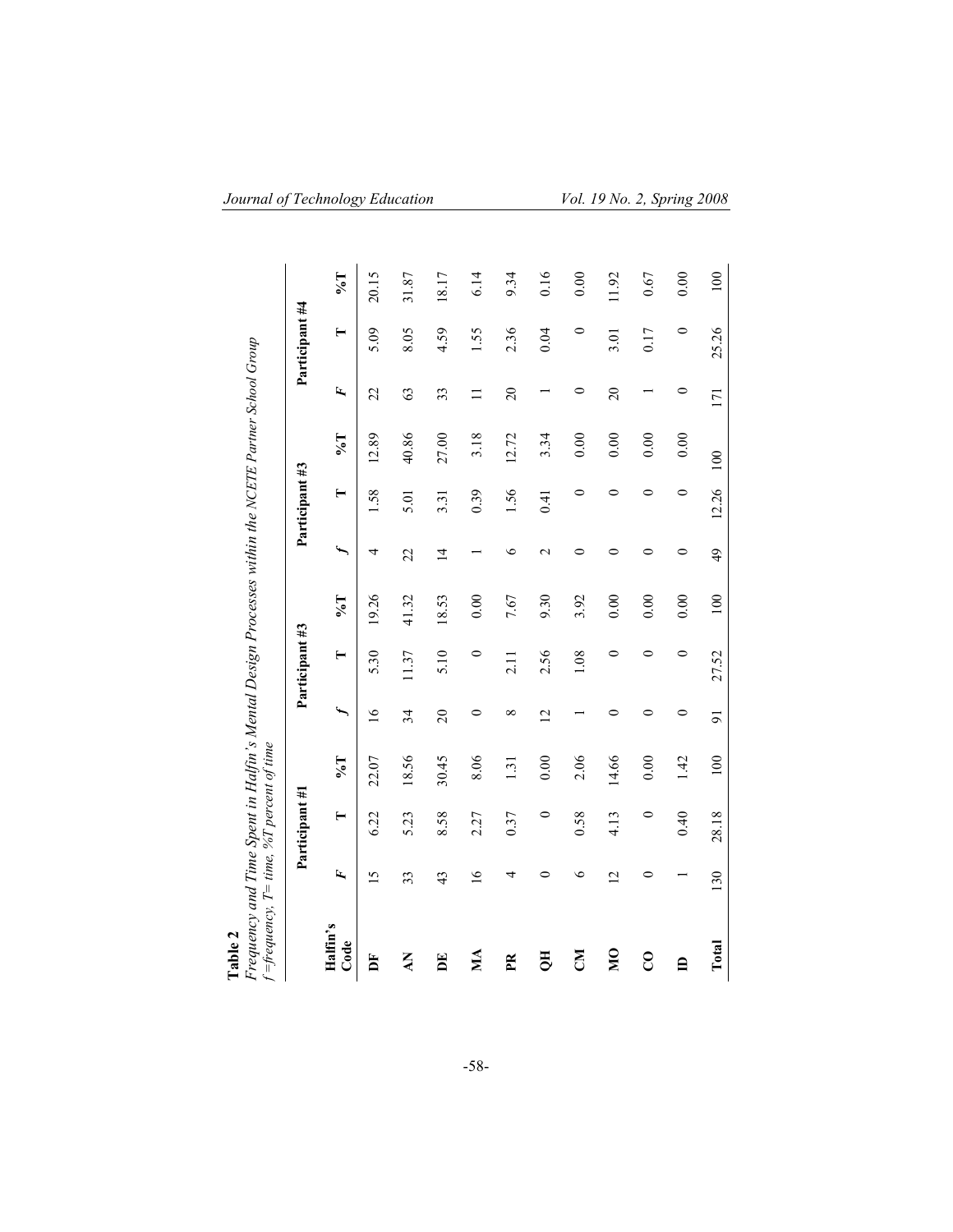**Table 2**
*Frequency and Time Spent in Halfin's Mental Design Processes within the NCETE Partner School Group*
*f =frequency, T= time, %T percent of time*

| Halfin's Code | Participant #1 | | | Participant #3 | | | Participant #3 | | | Participant #4 | | |
|---|---|---|---|---|---|---|---|---|---|---|---|---|
| | *F* | T | %T | *f* | T | %T | *f* | T | %T | *F* | T | %T |
| **DF** | 15 | 6.22 | 22.07 | 16 | 5.30 | 19.26 | 4 | 1.58 | 12.89 | 22 | 5.09 | 20.15 |
| **AN** | 33 | 5.23 | 18.56 | 34 | 11.37 | 41.32 | 22 | 5.01 | 40.86 | 63 | 8.05 | 31.87 |
| **DE** | 43 | 8.58 | 30.45 | 20 | 5.10 | 18.53 | 14 | 3.31 | 27.00 | 33 | 4.59 | 18.17 |
| **MA** | 16 | 2.27 | 8.06 | 0 | 0 | 0.00 | 1 | 0.39 | 3.18 | 11 | 1.55 | 6.14 |
| **PR** | 4 | 0.37 | 1.31 | 8 | 2.11 | 7.67 | 6 | 1.56 | 12.72 | 20 | 2.36 | 9.34 |
| **QH** | 0 | 0 | 0.00 | 12 | 2.56 | 9.30 | 2 | 0.41 | 3.34 | 1 | 0.04 | 0.16 |
| **CM** | 6 | 0.58 | 2.06 | 1 | 1.08 | 3.92 | 0 | 0 | 0.00 | 0 | 0 | 0.00 |
| **MO** | 12 | 4.13 | 14.66 | 0 | 0 | 0.00 | 0 | 0 | 0.00 | 20 | 3.01 | 11.92 |
| **CO** | 0 | 0 | 0.00 | 0 | 0 | 0.00 | 0 | 0 | 0.00 | 1 | 0.17 | 0.67 |
| **ID** | 1 | 0.40 | 1.42 | 0 | 0 | 0.00 | 0 | 0 | 0.00 | 0 | 0 | 0.00 |
| **Total** | 130 | 28.18 | 100 | 91 | 27.52 | 100 | 49 | 12.26 | 100 | 171 | 25.26 | 100 |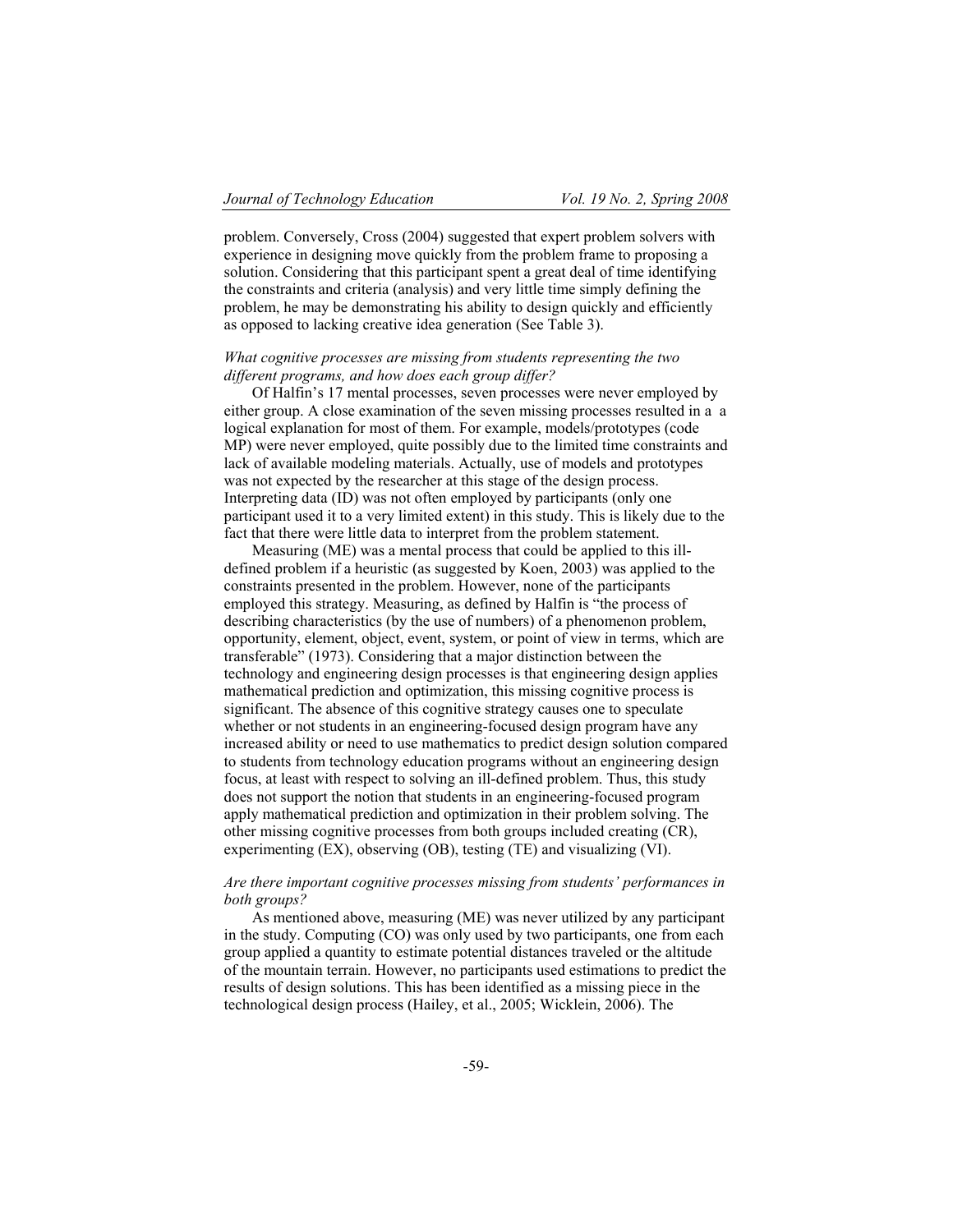problem. Conversely, Cross (2004) suggested that expert problem solvers with experience in designing move quickly from the problem frame to proposing a solution. Considering that this participant spent a great deal of time identifying the constraints and criteria (analysis) and very little time simply defining the problem, he may be demonstrating his ability to design quickly and efficiently as opposed to lacking creative idea generation (See Table 3).

*What cognitive processes are missing from students representing the two different programs, and how does each group differ?*

Of Halfin's 17 mental processes, seven processes were never employed by either group. A close examination of the seven missing processes resulted in a a logical explanation for most of them. For example, models/prototypes (code MP) were never employed, quite possibly due to the limited time constraints and lack of available modeling materials. Actually, use of models and prototypes was not expected by the researcher at this stage of the design process. Interpreting data (ID) was not often employed by participants (only one participant used it to a very limited extent) in this study. This is likely due to the fact that there were little data to interpret from the problem statement.

Measuring (ME) was a mental process that could be applied to this ill-defined problem if a heuristic (as suggested by Koen, 2003) was applied to the constraints presented in the problem. However, none of the participants employed this strategy. Measuring, as defined by Halfin is "the process of describing characteristics (by the use of numbers) of a phenomenon problem, opportunity, element, object, event, system, or point of view in terms, which are transferable" (1973). Considering that a major distinction between the technology and engineering design processes is that engineering design applies mathematical prediction and optimization, this missing cognitive process is significant. The absence of this cognitive strategy causes one to speculate whether or not students in an engineering-focused design program have any increased ability or need to use mathematics to predict design solution compared to students from technology education programs without an engineering design focus, at least with respect to solving an ill-defined problem. Thus, this study does not support the notion that students in an engineering-focused program apply mathematical prediction and optimization in their problem solving. The other missing cognitive processes from both groups included creating (CR), experimenting (EX), observing (OB), testing (TE) and visualizing (VI).

*Are there important cognitive processes missing from students' performances in both groups?*

As mentioned above, measuring (ME) was never utilized by any participant in the study. Computing (CO) was only used by two participants, one from each group applied a quantity to estimate potential distances traveled or the altitude of the mountain terrain. However, no participants used estimations to predict the results of design solutions. This has been identified as a missing piece in the technological design process (Hailey, et al., 2005; Wicklein, 2006). The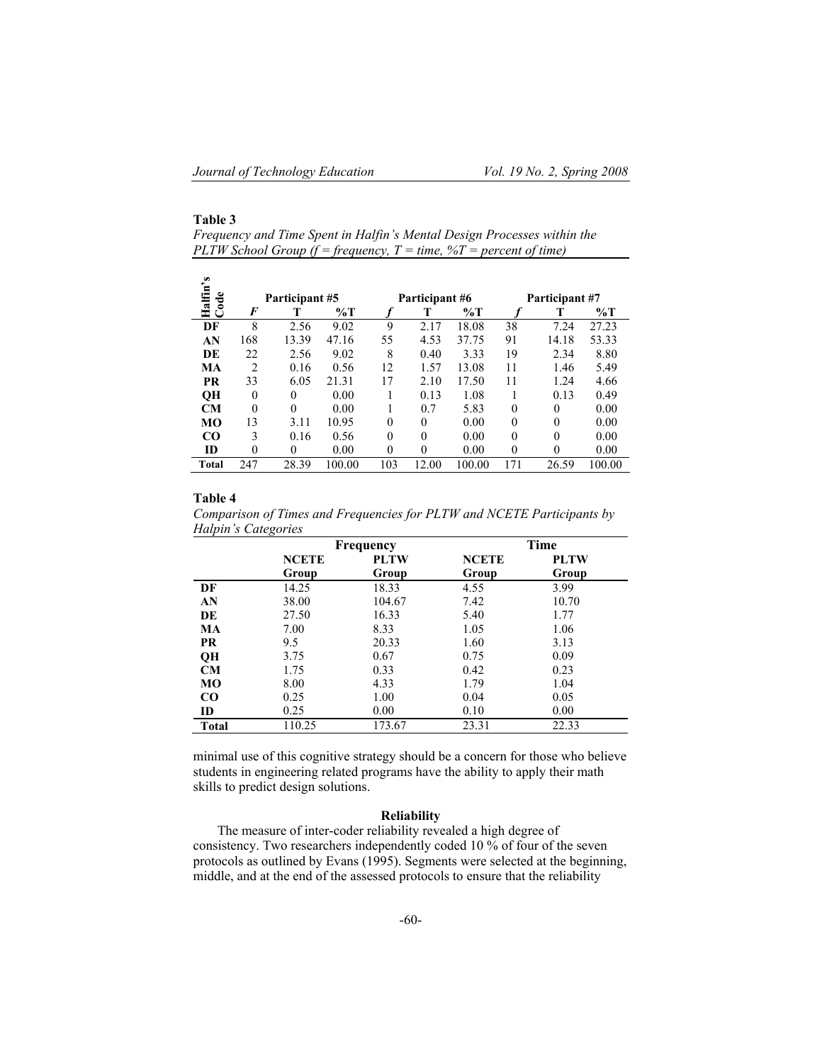**Table 3**

*Frequency and Time Spent in Halfin's Mental Design Processes within the PLTW School Group (f = frequency, T = time, %T = percent of time)*

| Halfin's Code | Participant #5 | | | Participant #6 | | | Participant #7 | | |
|---|---|---|---|---|---|---|---|---|---|
| | *F* | T | %T | *f* | T | %T | *f* | T | %T |
| **DF** | 8 | 2.56 | 9.02 | 9 | 2.17 | 18.08 | 38 | 7.24 | 27.23 |
| **AN** | 168 | 13.39 | 47.16 | 55 | 4.53 | 37.75 | 91 | 14.18 | 53.33 |
| **DE** | 22 | 2.56 | 9.02 | 8 | 0.40 | 3.33 | 19 | 2.34 | 8.80 |
| **MA** | 2 | 0.16 | 0.56 | 12 | 1.57 | 13.08 | 11 | 1.46 | 5.49 |
| **PR** | 33 | 6.05 | 21.31 | 17 | 2.10 | 17.50 | 11 | 1.24 | 4.66 |
| **QH** | 0 | 0 | 0.00 | 1 | 0.13 | 1.08 | 1 | 0.13 | 0.49 |
| **CM** | 0 | 0 | 0.00 | 1 | 0.7 | 5.83 | 0 | 0 | 0.00 |
| **MO** | 13 | 3.11 | 10.95 | 0 | 0 | 0.00 | 0 | 0 | 0.00 |
| **CO** | 3 | 0.16 | 0.56 | 0 | 0 | 0.00 | 0 | 0 | 0.00 |
| **ID** | 0 | 0 | 0.00 | 0 | 0 | 0.00 | 0 | 0 | 0.00 |
| **Total** | 247 | 28.39 | 100.00 | 103 | 12.00 | 100.00 | 171 | 26.59 | 100.00 |

**Table 4**

*Comparison of Times and Frequencies for PLTW and NCETE Participants by Halpin's Categories*

| | Frequency | | Time | |
|---|---|---|---|---|
| | **NCETE Group** | **PLTW Group** | **NCETE Group** | **PLTW Group** |
| **DF** | 14.25 | 18.33 | 4.55 | 3.99 |
| **AN** | 38.00 | 104.67 | 7.42 | 10.70 |
| **DE** | 27.50 | 16.33 | 5.40 | 1.77 |
| **MA** | 7.00 | 8.33 | 1.05 | 1.06 |
| **PR** | 9.5 | 20.33 | 1.60 | 3.13 |
| **QH** | 3.75 | 0.67 | 0.75 | 0.09 |
| **CM** | 1.75 | 0.33 | 0.42 | 0.23 |
| **MO** | 8.00 | 4.33 | 1.79 | 1.04 |
| **CO** | 0.25 | 1.00 | 0.04 | 0.05 |
| **ID** | 0.25 | 0.00 | 0.10 | 0.00 |
| **Total** | 110.25 | 173.67 | 23.31 | 22.33 |

minimal use of this cognitive strategy should be a concern for those who believe students in engineering related programs have the ability to apply their math skills to predict design solutions.

### Reliability

The measure of inter-coder reliability revealed a high degree of consistency. Two researchers independently coded 10 % of four of the seven protocols as outlined by Evans (1995). Segments were selected at the beginning, middle, and at the end of the assessed protocols to ensure that the reliability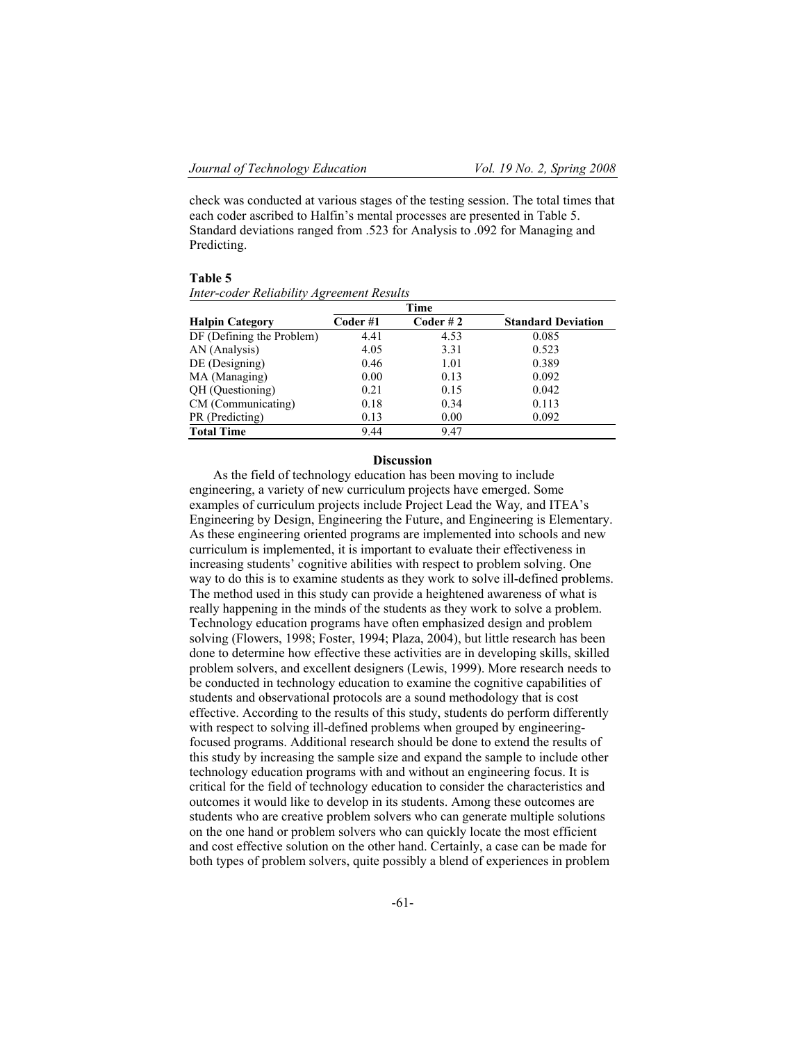check was conducted at various stages of the testing session. The total times that each coder ascribed to Halfin's mental processes are presented in Table 5. Standard deviations ranged from .523 for Analysis to .092 for Managing and Predicting.

**Table 5**
*Inter-coder Reliability Agreement Results*

| | Time | | |
|---|---|---|---|
| **Halpin Category** | **Coder #1** | **Coder # 2** | **Standard Deviation** |
| DF (Defining the Problem) | 4.41 | 4.53 | 0.085 |
| AN (Analysis) | 4.05 | 3.31 | 0.523 |
| DE (Designing) | 0.46 | 1.01 | 0.389 |
| MA (Managing) | 0.00 | 0.13 | 0.092 |
| QH (Questioning) | 0.21 | 0.15 | 0.042 |
| CM (Communicating) | 0.18 | 0.34 | 0.113 |
| PR (Predicting) | 0.13 | 0.00 | 0.092 |
| **Total Time** | 9.44 | 9.47 | |

## Discussion

As the field of technology education has been moving to include engineering, a variety of new curriculum projects have emerged. Some examples of curriculum projects include Project Lead the Way, and ITEA's Engineering by Design, Engineering the Future, and Engineering is Elementary. As these engineering oriented programs are implemented into schools and new curriculum is implemented, it is important to evaluate their effectiveness in increasing students' cognitive abilities with respect to problem solving. One way to do this is to examine students as they work to solve ill-defined problems. The method used in this study can provide a heightened awareness of what is really happening in the minds of the students as they work to solve a problem. Technology education programs have often emphasized design and problem solving (Flowers, 1998; Foster, 1994; Plaza, 2004), but little research has been done to determine how effective these activities are in developing skills, skilled problem solvers, and excellent designers (Lewis, 1999). More research needs to be conducted in technology education to examine the cognitive capabilities of students and observational protocols are a sound methodology that is cost effective. According to the results of this study, students do perform differently with respect to solving ill-defined problems when grouped by engineering-focused programs. Additional research should be done to extend the results of this study by increasing the sample size and expand the sample to include other technology education programs with and without an engineering focus. It is critical for the field of technology education to consider the characteristics and outcomes it would like to develop in its students. Among these outcomes are students who are creative problem solvers who can generate multiple solutions on the one hand or problem solvers who can quickly locate the most efficient and cost effective solution on the other hand. Certainly, a case can be made for both types of problem solvers, quite possibly a blend of experiences in problem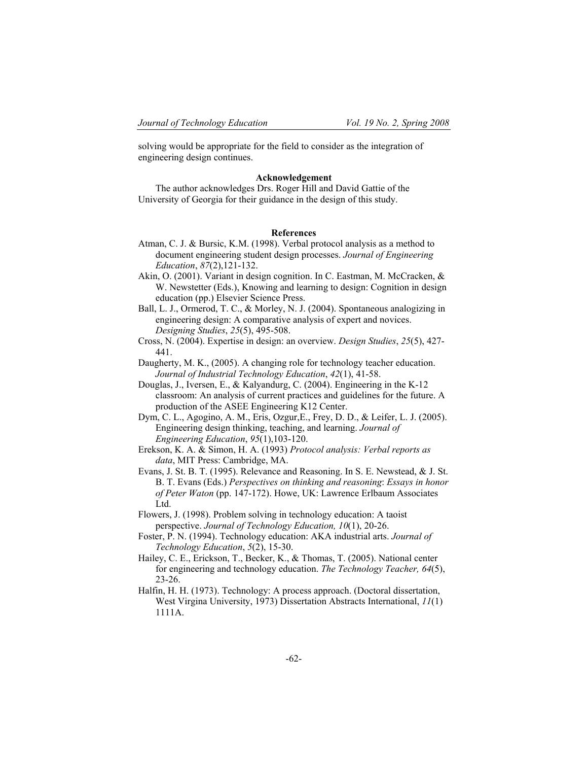solving would be appropriate for the field to consider as the integration of engineering design continues.

## Acknowledgement

The author acknowledges Drs. Roger Hill and David Gattie of the University of Georgia for their guidance in the design of this study.

## References

Atman, C. J. & Bursic, K.M. (1998). Verbal protocol analysis as a method to document engineering student design processes. *Journal of Engineering Education*, *87*(2),121-132.

Akin, O. (2001). Variant in design cognition. In C. Eastman, M. McCracken, & W. Newstetter (Eds.), Knowing and learning to design: Cognition in design education (pp.) Elsevier Science Press.

Ball, L. J., Ormerod, T. C., & Morley, N. J. (2004). Spontaneous analogizing in engineering design: A comparative analysis of expert and novices. *Designing Studies*, *25*(5), 495-508.

Cross, N. (2004). Expertise in design: an overview. *Design Studies*, *25*(5), 427-441.

Daugherty, M. K., (2005). A changing role for technology teacher education. *Journal of Industrial Technology Education*, *42*(1), 41-58.

Douglas, J., Iversen, E., & Kalyandurg, C. (2004). Engineering in the K-12 classroom: An analysis of current practices and guidelines for the future. A production of the ASEE Engineering K12 Center.

Dym, C. L., Agogino, A. M., Eris, Ozgur,E., Frey, D. D., & Leifer, L. J. (2005). Engineering design thinking, teaching, and learning. *Journal of Engineering Education*, *95*(1),103-120.

Erekson, K. A. & Simon, H. A. (1993) *Protocol analysis: Verbal reports as data*, MIT Press: Cambridge, MA.

Evans, J. St. B. T. (1995). Relevance and Reasoning. In S. E. Newstead, & J. St. B. T. Evans (Eds.) *Perspectives on thinking and reasoning*: *Essays in honor of Peter Waton* (pp. 147-172). Howe, UK: Lawrence Erlbaum Associates Ltd.

Flowers, J. (1998). Problem solving in technology education: A taoist perspective. *Journal of Technology Education, 10*(1), 20-26.

Foster, P. N. (1994). Technology education: AKA industrial arts. *Journal of Technology Education*, *5*(2), 15-30.

Hailey, C. E., Erickson, T., Becker, K., & Thomas, T. (2005). National center for engineering and technology education. *The Technology Teacher, 64*(5), 23-26.

Halfin, H. H. (1973). Technology: A process approach. (Doctoral dissertation, West Virgina University, 1973) Dissertation Abstracts International, *11*(1) 1111A.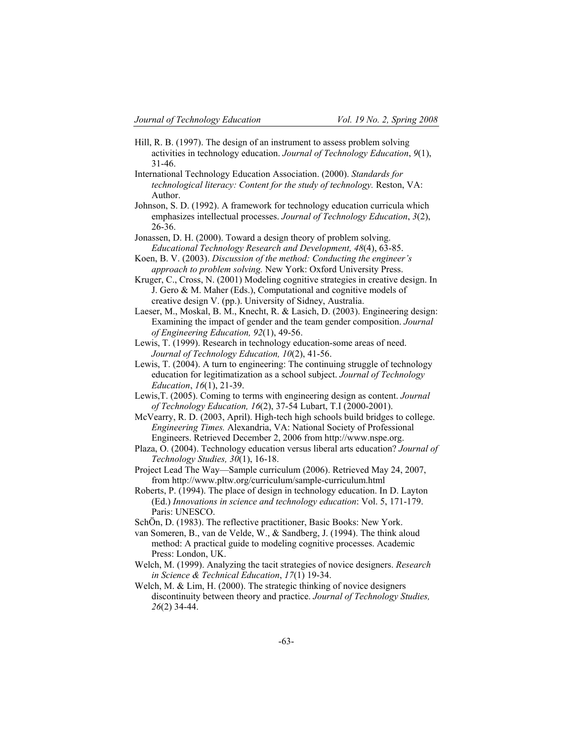Hill, R. B. (1997). The design of an instrument to assess problem solving activities in technology education. *Journal of Technology Education*, *9*(1), 31-46.

International Technology Education Association. (2000). *Standards for technological literacy: Content for the study of technology.* Reston, VA: Author.

Johnson, S. D. (1992). A framework for technology education curricula which emphasizes intellectual processes. *Journal of Technology Education*, *3*(2), 26-36.

Jonassen, D. H. (2000). Toward a design theory of problem solving. *Educational Technology Research and Development, 48*(4), 63-85.

Koen, B. V. (2003). *Discussion of the method: Conducting the engineer's approach to problem solving.* New York: Oxford University Press.

Kruger, C., Cross, N. (2001) Modeling cognitive strategies in creative design. In J. Gero & M. Maher (Eds.), Computational and cognitive models of creative design V. (pp.). University of Sidney, Australia.

Laeser, M., Moskal, B. M., Knecht, R. & Lasich, D. (2003). Engineering design: Examining the impact of gender and the team gender composition. *Journal of Engineering Education, 92*(1), 49-56.

Lewis, T. (1999). Research in technology education-some areas of need. *Journal of Technology Education, 10*(2), 41-56.

Lewis, T. (2004). A turn to engineering: The continuing struggle of technology education for legitimatization as a school subject. *Journal of Technology Education*, *16*(1), 21-39.

Lewis,T. (2005). Coming to terms with engineering design as content. *Journal of Technology Education, 16*(2), 37-54 Lubart, T.I (2000-2001).

McVearry, R. D. (2003, April). High-tech high schools build bridges to college. *Engineering Times.* Alexandria, VA: National Society of Professional Engineers. Retrieved December 2, 2006 from http://www.nspe.org.

Plaza, O. (2004). Technology education versus liberal arts education? *Journal of Technology Studies, 30*(1), 16-18.

Project Lead The Way—Sample curriculum (2006). Retrieved May 24, 2007, from http://www.pltw.org/curriculum/sample-curriculum.html

Roberts, P. (1994). The place of design in technology education. In D. Layton (Ed.) *Innovations in science and technology education*: Vol. 5, 171-179. Paris: UNESCO.

SchÖn, D. (1983). The reflective practitioner, Basic Books: New York.

van Someren, B., van de Velde, W., & Sandberg, J. (1994). The think aloud method: A practical guide to modeling cognitive processes. Academic Press: London, UK.

Welch, M. (1999). Analyzing the tacit strategies of novice designers. *Research in Science & Technical Education*, *17*(1) 19-34.

Welch, M. & Lim, H. (2000). The strategic thinking of novice designers discontinuity between theory and practice. *Journal of Technology Studies, 26*(2) 34-44.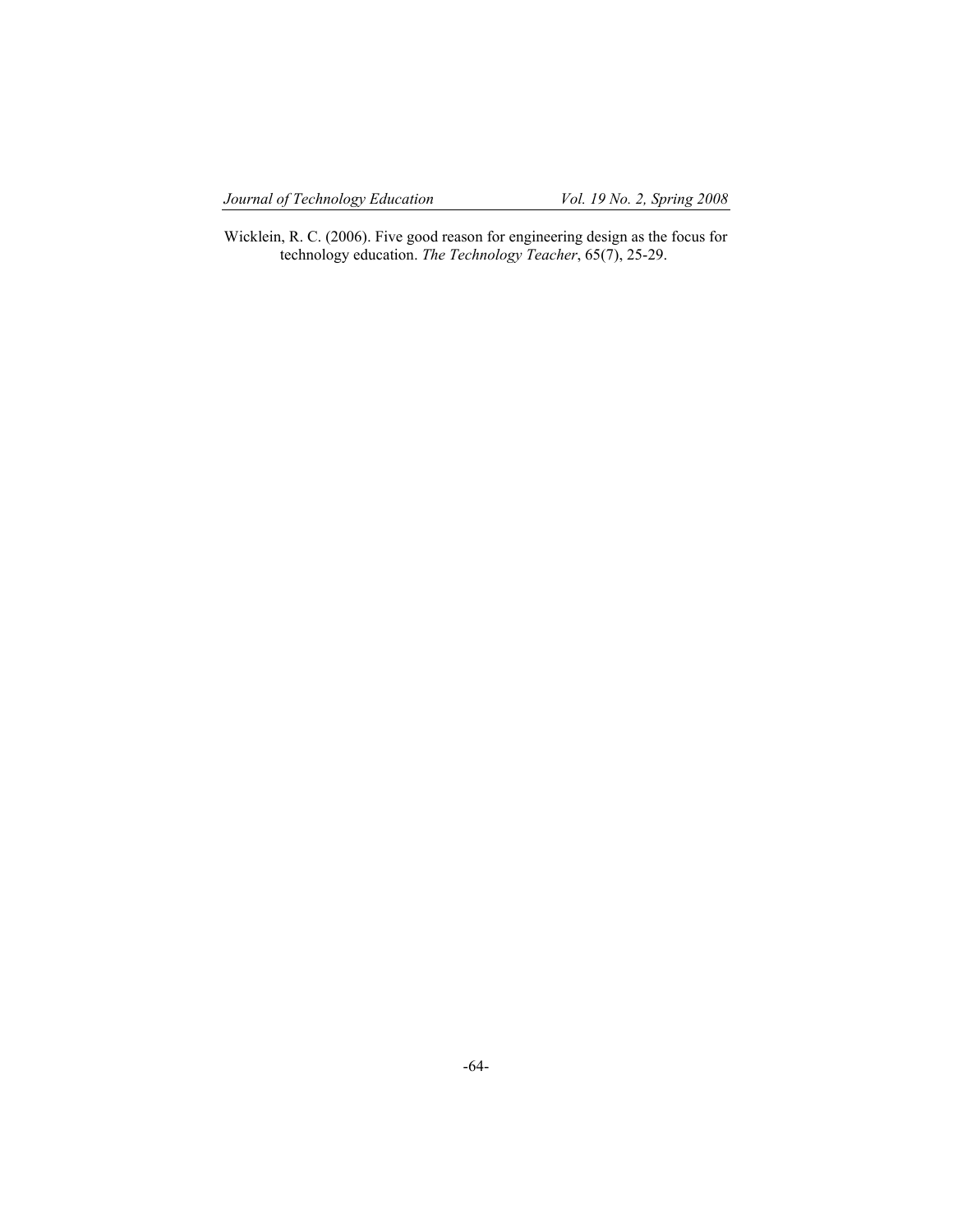Wicklein, R. C. (2006). Five good reason for engineering design as the focus for technology education. *The Technology Teacher*, 65(7), 25-29.